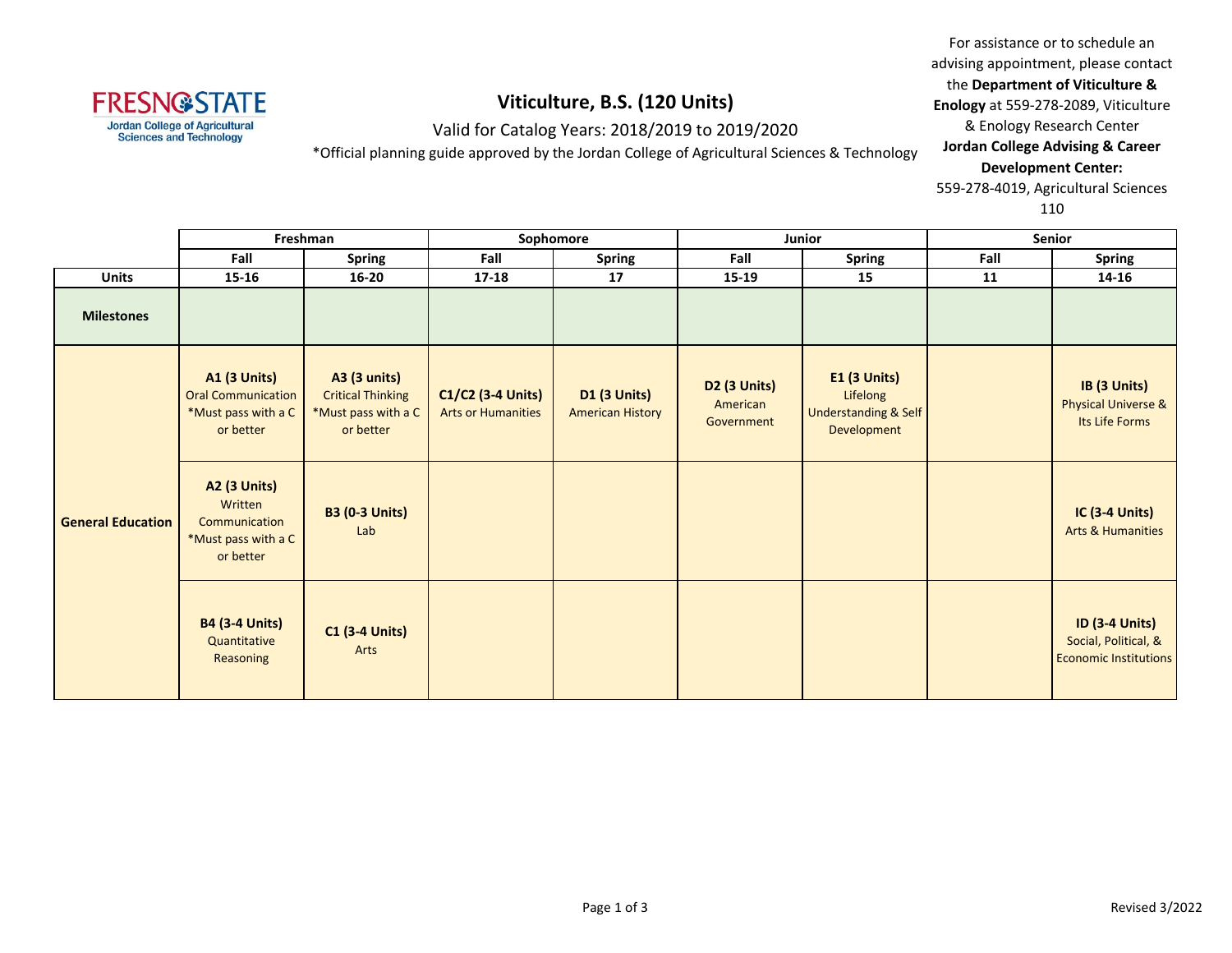FRESNO STATE
Jordan College of Agricultural Sciences and Technology

# Viticulture, B.S. (120 Units)

Valid for Catalog Years: 2018/2019 to 2019/2020

*Official planning guide approved by the Jordan College of Agricultural Sciences & Technology

For assistance or to schedule an advising appointment, please contact the **Department of Viticulture & Enology** at 559-278-2089, Viticulture & Enology Research Center **Jordan College Advising & Career Development Center:** 559-278-4019, Agricultural Sciences 110

| | Freshman | | Sophomore | | Junior | | Senior | |
|---|---|---|---|---|---|---|---|---|
| | **Fall** | **Spring** | **Fall** | **Spring** | **Fall** | **Spring** | **Fall** | **Spring** |
| **Units** | **15-16** | **16-20** | **17-18** | **17** | **15-19** | **15** | **11** | **14-16** |
| **Milestones** | | | | | | | | |
| **General Education** | **A1 (3 Units)** Oral Communication *Must pass with a C or better | **A3 (3 units)** Critical Thinking *Must pass with a C or better | **C1/C2 (3-4 Units)** Arts or Humanities | **D1 (3 Units)** American History | **D2 (3 Units)** American Government | **E1 (3 Units)** Lifelong Understanding & Self Development | | **IB (3 Units)** Physical Universe & Its Life Forms |
| | **A2 (3 Units)** Written Communication *Must pass with a C or better | **B3 (0-3 Units)** Lab | | | | | | **IC (3-4 Units)** Arts & Humanities |
| | **B4 (3-4 Units)** Quantitative Reasoning | **C1 (3-4 Units)** Arts | | | | | | **ID (3-4 Units)** Social, Political, & Economic Institutions |

Revised 3/2022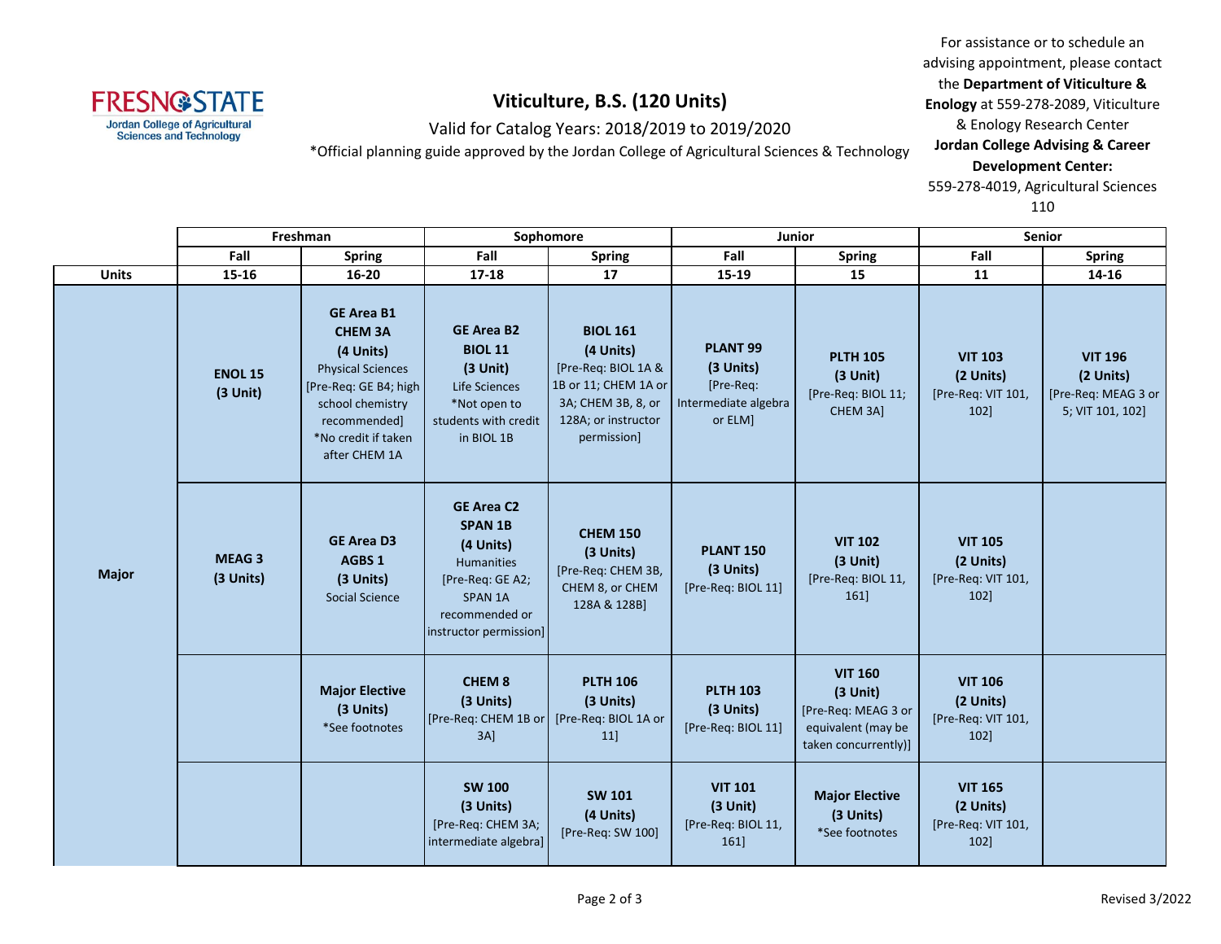# Viticulture, B.S. (120 Units)

Valid for Catalog Years: 2018/2019 to 2019/2020

*Official planning guide approved by the Jordan College of Agricultural Sciences & Technology

For assistance or to schedule an advising appointment, please contact the **Department of Viticulture & Enology** at 559-278-2089, Viticulture & Enology Research Center **Jordan College Advising & Career Development Center:** 559-278-4019, Agricultural Sciences 110

| | Freshman | | Sophomore | | Junior | | Senior | |
|---|---|---|---|---|---|---|---|---|
| | Fall | Spring | Fall | Spring | Fall | Spring | Fall | Spring |
| **Units** | **15-16** | **16-20** | **17-18** | **17** | **15-19** | **15** | **11** | **14-16** |
| **Major** | **ENOL 15 (3 Unit)** | **GE Area B1 CHEM 3A (4 Units)** Physical Sciences [Pre-Req: GE B4; high school chemistry recommended] *No credit if taken after CHEM 1A | **GE Area B2 BIOL 11 (3 Unit)** Life Sciences *Not open to students with credit in BIOL 1B | **BIOL 161 (4 Units)** [Pre-Req: BIOL 1A & 1B or 11; CHEM 1A or 3A; CHEM 3B, 8, or 128A; or instructor permission] | **PLANT 99 (3 Units)** [Pre-Req: Intermediate algebra or ELM] | **PLTH 105 (3 Unit)** [Pre-Req: BIOL 11; CHEM 3A] | **VIT 103 (2 Units)** [Pre-Req: VIT 101, 102] | **VIT 196 (2 Units)** [Pre-Req: MEAG 3 or 5; VIT 101, 102] |
| | **MEAG 3 (3 Units)** | **GE Area D3 AGBS 1 (3 Units)** Social Science | **GE Area C2 SPAN 1B (4 Units)** Humanities [Pre-Req: GE A2; SPAN 1A recommended or instructor permission] | **CHEM 150 (3 Units)** [Pre-Req: CHEM 3B, CHEM 8, or CHEM 128A & 128B] | **PLANT 150 (3 Units)** [Pre-Req: BIOL 11] | **VIT 102 (3 Unit)** [Pre-Req: BIOL 11, 161] | **VIT 105 (2 Units)** [Pre-Req: VIT 101, 102] | |
| | | **Major Elective (3 Units)** *See footnotes | **CHEM 8 (3 Units)** [Pre-Req: CHEM 1B or 3A] | **PLTH 106 (3 Units)** [Pre-Req: BIOL 1A or 11] | **PLTH 103 (3 Units)** [Pre-Req: BIOL 11] | **VIT 160 (3 Unit)** [Pre-Req: MEAG 3 or equivalent (may be taken concurrently)] | **VIT 106 (2 Units)** [Pre-Req: VIT 101, 102] | |
| | | | **SW 100 (3 Units)** [Pre-Req: CHEM 3A; intermediate algebra] | **SW 101 (4 Units)** [Pre-Req: SW 100] | **VIT 101 (3 Unit)** [Pre-Req: BIOL 11, 161] | **Major Elective (3 Units)** *See footnotes | **VIT 165 (2 Units)** [Pre-Req: VIT 101, 102] | |

Revised 3/2022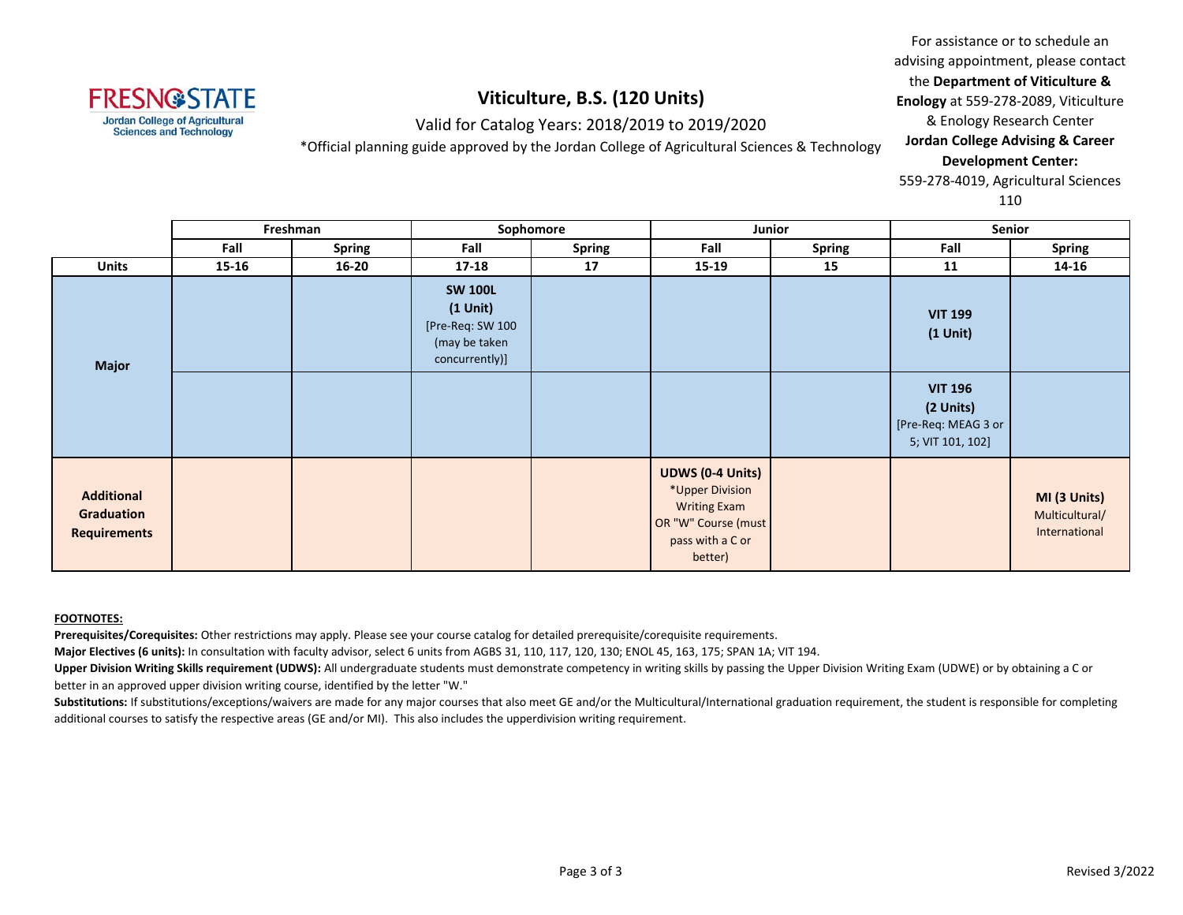FRESNO STATE
Jordan College of Agricultural Sciences and Technology

# Viticulture, B.S. (120 Units)

Valid for Catalog Years: 2018/2019 to 2019/2020

*Official planning guide approved by the Jordan College of Agricultural Sciences & Technology

For assistance or to schedule an advising appointment, please contact the **Department of Viticulture & Enology** at 559-278-2089, Viticulture & Enology Research Center **Jordan College Advising & Career Development Center:** 559-278-4019, Agricultural Sciences 110

| | Freshman | | Sophomore | | Junior | | Senior | |
|---|---|---|---|---|---|---|---|---|
| | **Fall** | **Spring** | **Fall** | **Spring** | **Fall** | **Spring** | **Fall** | **Spring** |
| **Units** | **15-16** | **16-20** | **17-18** | **17** | **15-19** | **15** | **11** | **14-16** |
| **Major** | | | **SW 100L (1 Unit)** [Pre-Req: SW 100 (may be taken concurrently)] | | | | **VIT 199 (1 Unit)** | |
| **Major** | | | | | | | **VIT 196 (2 Units)** [Pre-Req: MEAG 3 or 5; VIT 101, 102] | |
| **Additional Graduation Requirements** | | | | | **UDWS (0-4 Units)** *Upper Division Writing Exam OR "W" Course (must pass with a C or better) | | | **MI (3 Units)** Multicultural/ International |

**FOOTNOTES:**

**Prerequisites/Corequisites:** Other restrictions may apply. Please see your course catalog for detailed prerequisite/corequisite requirements.

**Major Electives (6 units):** In consultation with faculty advisor, select 6 units from AGBS 31, 110, 117, 120, 130; ENOL 45, 163, 175; SPAN 1A; VIT 194.

**Upper Division Writing Skills requirement (UDWS):** All undergraduate students must demonstrate competency in writing skills by passing the Upper Division Writing Exam (UDWE) or by obtaining a C or better in an approved upper division writing course, identified by the letter "W."

**Substitutions:** If substitutions/exceptions/waivers are made for any major courses that also meet GE and/or the Multicultural/International graduation requirement, the student is responsible for completing additional courses to satisfy the respective areas (GE and/or MI). This also includes the upperdivision writing requirement.

Revised 3/2022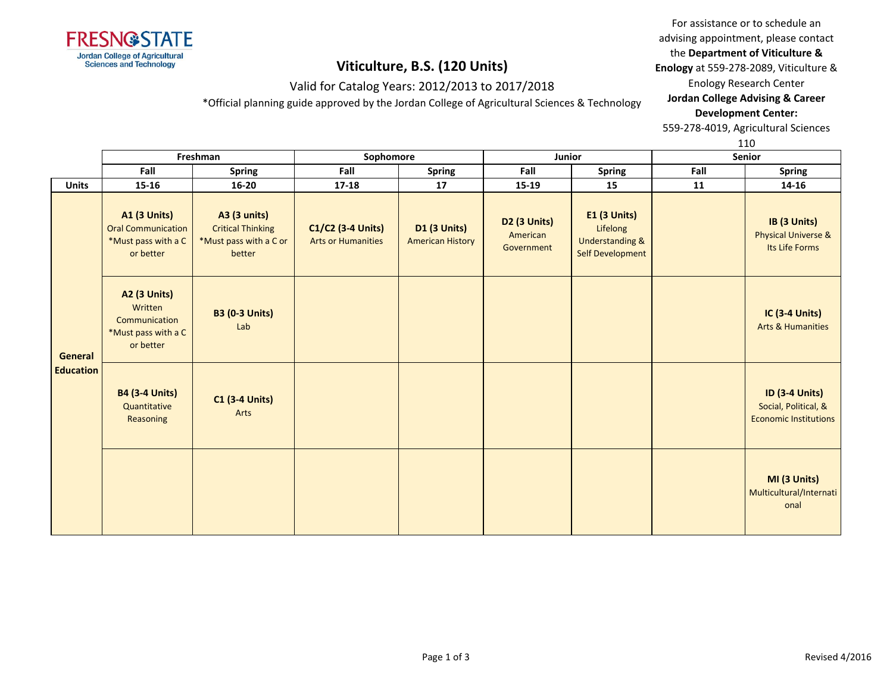# Viticulture, B.S. (120 Units)

Valid for Catalog Years: 2012/2013 to 2017/2018

*Official planning guide approved by the Jordan College of Agricultural Sciences & Technology

For assistance or to schedule an advising appointment, please contact the **Department of Viticulture & Enology** at 559-278-2089, Viticulture & Enology Research Center **Jordan College Advising & Career Development Center:** 559-278-4019, Agricultural Sciences 110

| | Freshman | | Sophomore | | Junior | | Senior | |
|---|---|---|---|---|---|---|---|---|
| | Fall | Spring | Fall | Spring | Fall | Spring | Fall | Spring |
| **Units** | 15-16 | 16-20 | 17-18 | 17 | 15-19 | 15 | 11 | 14-16 |
| **General Education** | **A1 (3 Units)** Oral Communication *Must pass with a C or better | **A3 (3 units)** Critical Thinking *Must pass with a C or better | **C1/C2 (3-4 Units)** Arts or Humanities | **D1 (3 Units)** American History | **D2 (3 Units)** American Government | **E1 (3 Units)** Lifelong Understanding & Self Development | | **IB (3 Units)** Physical Universe & Its Life Forms |
| | **A2 (3 Units)** Written Communication *Must pass with a C or better | **B3 (0-3 Units)** Lab | | | | | | **IC (3-4 Units)** Arts & Humanities |
| | **B4 (3-4 Units)** Quantitative Reasoning | **C1 (3-4 Units)** Arts | | | | | | **ID (3-4 Units)** Social, Political, & Economic Institutions |
| | | | | | | | | **MI (3 Units)** Multicultural/International |

Revised 4/2016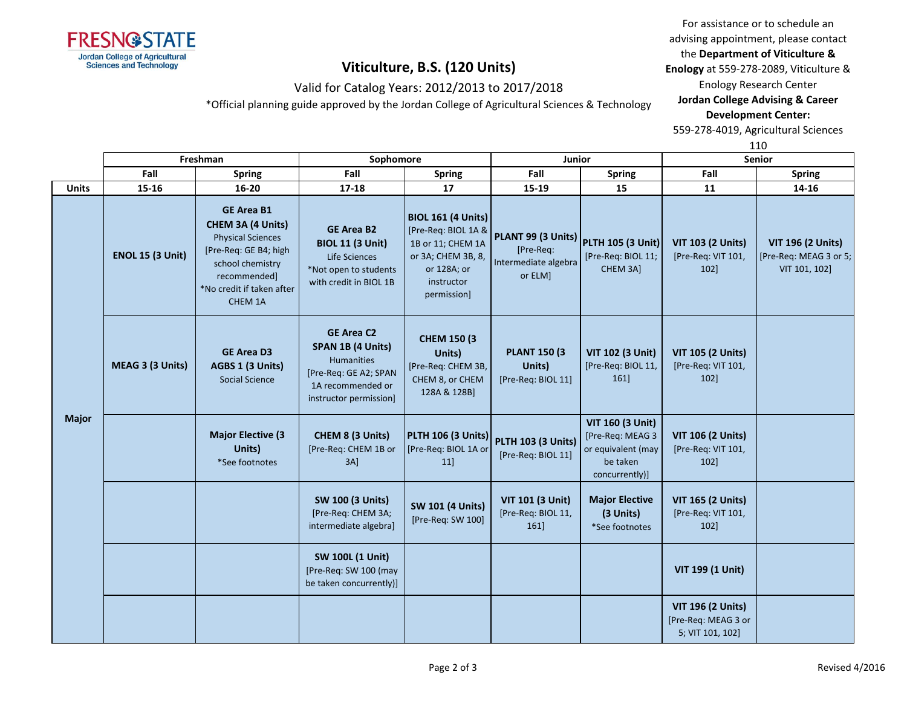# Viticulture, B.S. (120 Units)

Valid for Catalog Years: 2012/2013 to 2017/2018

*Official planning guide approved by the Jordan College of Agricultural Sciences & Technology

For assistance or to schedule an advising appointment, please contact the **Department of Viticulture & Enology** at 559-278-2089, Viticulture & Enology Research Center

**Jordan College Advising & Career Development Center:** 559-278-4019, Agricultural Sciences 110

| | Freshman | | Sophomore | | Junior | | Senior | |
|---|---|---|---|---|---|---|---|---|
| | **Fall** | **Spring** | **Fall** | **Spring** | **Fall** | **Spring** | **Fall** | **Spring** |
| **Units** | **15-16** | **16-20** | **17-18** | **17** | **15-19** | **15** | **11** | **14-16** |
| **Major** | **ENOL 15 (3 Unit)** | **GE Area B1 CHEM 3A (4 Units)** Physical Sciences [Pre-Req: GE B4; high school chemistry recommended] *No credit if taken after CHEM 1A | **GE Area B2 BIOL 11 (3 Unit)** Life Sciences *Not open to students with credit in BIOL 1B | **BIOL 161 (4 Units)** [Pre-Req: BIOL 1A & 1B or 11; CHEM 1A or 3A; CHEM 3B, 8, or 128A; or instructor permission] | **PLANT 99 (3 Units)** [Pre-Req: Intermediate algebra or ELM] | **PLTH 105 (3 Unit)** [Pre-Req: BIOL 11; CHEM 3A] | **VIT 103 (2 Units)** [Pre-Req: VIT 101, 102] | **VIT 196 (2 Units)** [Pre-Req: MEAG 3 or 5; VIT 101, 102] |
| | **MEAG 3 (3 Units)** | **GE Area D3 AGBS 1 (3 Units)** Social Science | **GE Area C2 SPAN 1B (4 Units)** Humanities [Pre-Req: GE A2; SPAN 1A recommended or instructor permission] | **CHEM 150 (3 Units)** [Pre-Req: CHEM 3B, CHEM 8, or CHEM 128A & 128B] | **PLANT 150 (3 Units)** [Pre-Req: BIOL 11] | **VIT 102 (3 Unit)** [Pre-Req: BIOL 11, 161] | **VIT 105 (2 Units)** [Pre-Req: VIT 101, 102] | |
| | | **Major Elective (3 Units)** *See footnotes | **CHEM 8 (3 Units)** [Pre-Req: CHEM 1B or 3A] | **PLTH 106 (3 Units)** [Pre-Req: BIOL 1A or 11] | **PLTH 103 (3 Units)** [Pre-Req: BIOL 11] | **VIT 160 (3 Unit)** [Pre-Req: MEAG 3 or equivalent (may be taken concurrently)] | **VIT 106 (2 Units)** [Pre-Req: VIT 101, 102] | |
| | | | **SW 100 (3 Units)** [Pre-Req: CHEM 3A; intermediate algebra] | **SW 101 (4 Units)** [Pre-Req: SW 100] | **VIT 101 (3 Unit)** [Pre-Req: BIOL 11, 161] | **Major Elective (3 Units)** *See footnotes | **VIT 165 (2 Units)** [Pre-Req: VIT 101, 102] | |
| | | | **SW 100L (1 Unit)** [Pre-Req: SW 100 (may be taken concurrently)] | | | | **VIT 199 (1 Unit)** | |
| | | | | | | | **VIT 196 (2 Units)** [Pre-Req: MEAG 3 or 5; VIT 101, 102] | |

Revised 4/2016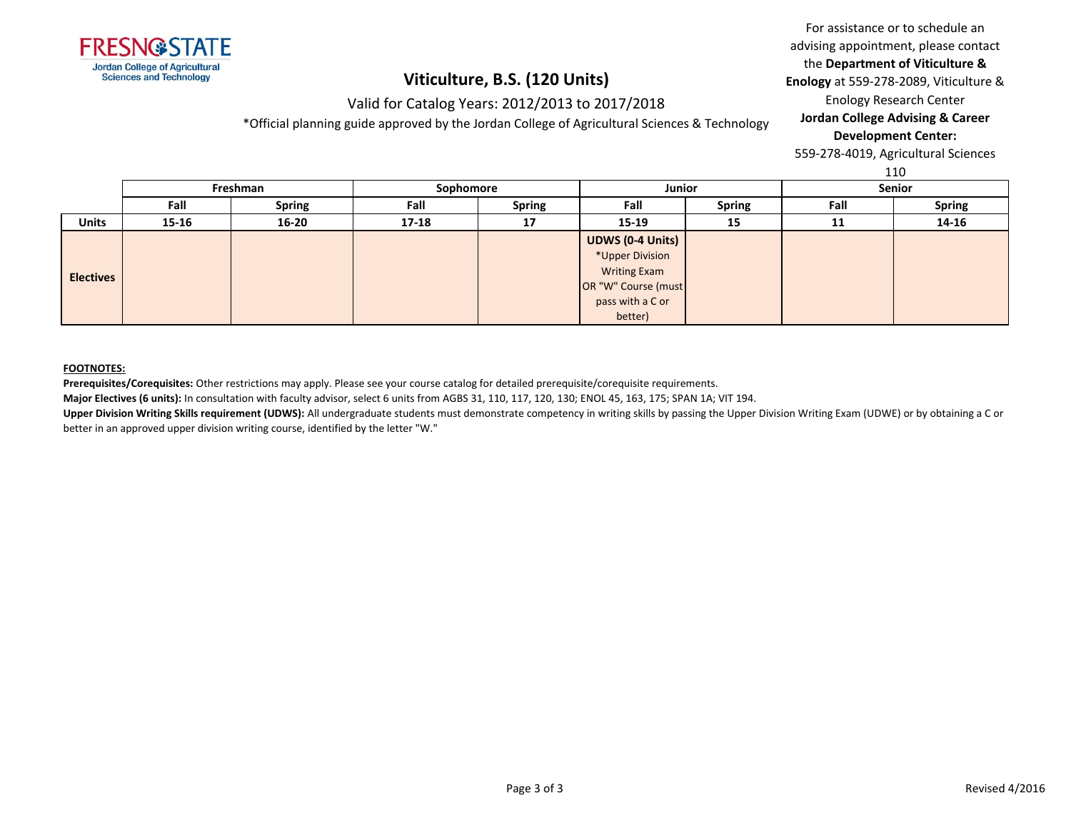FRESNO STATE
Jordan College of Agricultural Sciences and Technology

# Viticulture, B.S. (120 Units)

Valid for Catalog Years: 2012/2013 to 2017/2018

*Official planning guide approved by the Jordan College of Agricultural Sciences & Technology

For assistance or to schedule an advising appointment, please contact the **Department of Viticulture & Enology** at 559-278-2089, Viticulture & Enology Research Center
**Jordan College Advising & Career Development Center:** 559-278-4019, Agricultural Sciences 110

| | Freshman | | Sophomore | | Junior | | Senior | |
|---|---|---|---|---|---|---|---|---|
| | **Fall** | **Spring** | **Fall** | **Spring** | **Fall** | **Spring** | **Fall** | **Spring** |
| **Units** | **15-16** | **16-20** | **17-18** | **17** | **15-19** | **15** | **11** | **14-16** |
| **Electives** | | | | | **UDWS (0-4 Units)** *Upper Division Writing Exam OR "W" Course (must pass with a C or better) | | | |

**FOOTNOTES:**

**Prerequisites/Corequisites:** Other restrictions may apply. Please see your course catalog for detailed prerequisite/corequisite requirements.

**Major Electives (6 units):** In consultation with faculty advisor, select 6 units from AGBS 31, 110, 117, 120, 130; ENOL 45, 163, 175; SPAN 1A; VIT 194.

**Upper Division Writing Skills requirement (UDWS):** All undergraduate students must demonstrate competency in writing skills by passing the Upper Division Writing Exam (UDWE) or by obtaining a C or better in an approved upper division writing course, identified by the letter "W."

Revised 4/2016